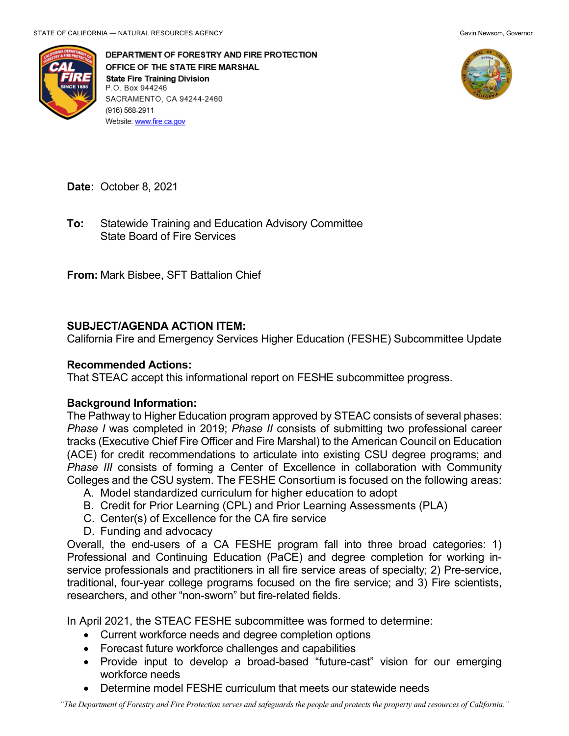DEPARTMENT OF FORESTRY AND FIRE PROTECTION
OFFICE OF THE STATE FIRE MARSHAL
**State Fire Training Division**
P.O. Box 944246
SACRAMENTO, CA 94244-2460
(916) 568-2911
Website: www.fire.ca.gov

**Date:** October 8, 2021

**To:** Statewide Training and Education Advisory Committee
State Board of Fire Services

**From:** Mark Bisbee, SFT Battalion Chief

**SUBJECT/AGENDA ACTION ITEM:**
California Fire and Emergency Services Higher Education (FESHE) Subcommittee Update

**Recommended Actions:**
That STEAC accept this informational report on FESHE subcommittee progress.

**Background Information:**
The Pathway to Higher Education program approved by STEAC consists of several phases: *Phase I* was completed in 2019; *Phase II* consists of submitting two professional career tracks (Executive Chief Fire Officer and Fire Marshal) to the American Council on Education (ACE) for credit recommendations to articulate into existing CSU degree programs; and *Phase III* consists of forming a Center of Excellence in collaboration with Community Colleges and the CSU system. The FESHE Consortium is focused on the following areas:

A. Model standardized curriculum for higher education to adopt
B. Credit for Prior Learning (CPL) and Prior Learning Assessments (PLA)
C. Center(s) of Excellence for the CA fire service
D. Funding and advocacy

Overall, the end-users of a CA FESHE program fall into three broad categories: 1) Professional and Continuing Education (PaCE) and degree completion for working in-service professionals and practitioners in all fire service areas of specialty; 2) Pre-service, traditional, four-year college programs focused on the fire service; and 3) Fire scientists, researchers, and other "non-sworn" but fire-related fields.

In April 2021, the STEAC FESHE subcommittee was formed to determine:

- Current workforce needs and degree completion options
- Forecast future workforce challenges and capabilities
- Provide input to develop a broad-based "future-cast" vision for our emerging workforce needs
- Determine model FESHE curriculum that meets our statewide needs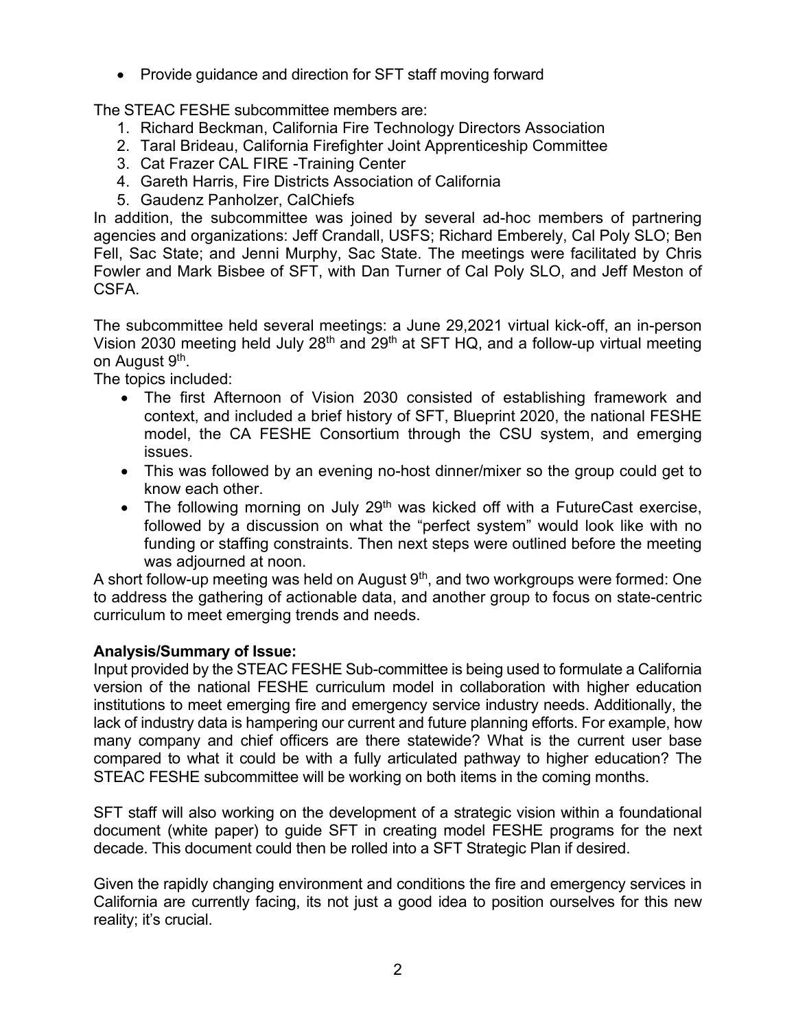- Provide guidance and direction for SFT staff moving forward

The STEAC FESHE subcommittee members are:

1. Richard Beckman, California Fire Technology Directors Association
2. Taral Brideau, California Firefighter Joint Apprenticeship Committee
3. Cat Frazer CAL FIRE -Training Center
4. Gareth Harris, Fire Districts Association of California
5. Gaudenz Panholzer, CalChiefs

In addition, the subcommittee was joined by several ad-hoc members of partnering agencies and organizations: Jeff Crandall, USFS; Richard Emberely, Cal Poly SLO; Ben Fell, Sac State; and Jenni Murphy, Sac State. The meetings were facilitated by Chris Fowler and Mark Bisbee of SFT, with Dan Turner of Cal Poly SLO, and Jeff Meston of CSFA.

The subcommittee held several meetings: a June 29,2021 virtual kick-off, an in-person Vision 2030 meeting held July 28th and 29th at SFT HQ, and a follow-up virtual meeting on August 9th.

The topics included:

- The first Afternoon of Vision 2030 consisted of establishing framework and context, and included a brief history of SFT, Blueprint 2020, the national FESHE model, the CA FESHE Consortium through the CSU system, and emerging issues.
- This was followed by an evening no-host dinner/mixer so the group could get to know each other.
- The following morning on July 29th was kicked off with a FutureCast exercise, followed by a discussion on what the "perfect system" would look like with no funding or staffing constraints. Then next steps were outlined before the meeting was adjourned at noon.

A short follow-up meeting was held on August 9th, and two workgroups were formed: One to address the gathering of actionable data, and another group to focus on state-centric curriculum to meet emerging trends and needs.

**Analysis/Summary of Issue:**

Input provided by the STEAC FESHE Sub-committee is being used to formulate a California version of the national FESHE curriculum model in collaboration with higher education institutions to meet emerging fire and emergency service industry needs. Additionally, the lack of industry data is hampering our current and future planning efforts. For example, how many company and chief officers are there statewide? What is the current user base compared to what it could be with a fully articulated pathway to higher education? The STEAC FESHE subcommittee will be working on both items in the coming months.

SFT staff will also working on the development of a strategic vision within a foundational document (white paper) to guide SFT in creating model FESHE programs for the next decade. This document could then be rolled into a SFT Strategic Plan if desired.

Given the rapidly changing environment and conditions the fire and emergency services in California are currently facing, its not just a good idea to position ourselves for this new reality; it's crucial.